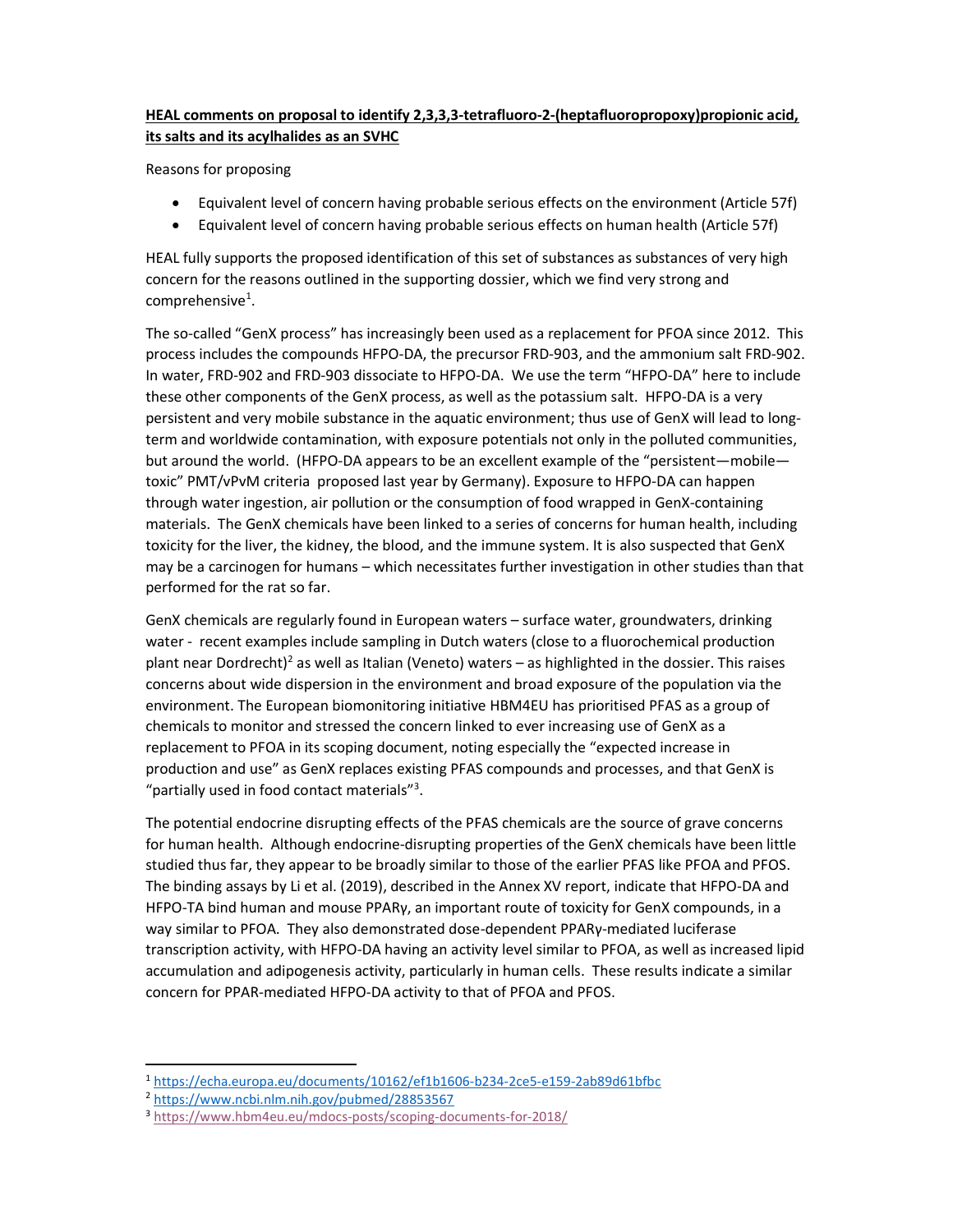**HEAL comments on proposal to identify 2,3,3,3-tetrafluoro-2-(heptafluoropropoxy)propionic acid, its salts and its acylhalides as an SVHC**

Reasons for proposing

- Equivalent level of concern having probable serious effects on the environment (Article 57f)
- Equivalent level of concern having probable serious effects on human health (Article 57f)

HEAL fully supports the proposed identification of this set of substances as substances of very high concern for the reasons outlined in the supporting dossier, which we find very strong and comprehensive[1].

The so-called "GenX process" has increasingly been used as a replacement for PFOA since 2012. This process includes the compounds HFPO-DA, the precursor FRD-903, and the ammonium salt FRD-902. In water, FRD-902 and FRD-903 dissociate to HFPO-DA. We use the term "HFPO-DA" here to include these other components of the GenX process, as well as the potassium salt. HFPO-DA is a very persistent and very mobile substance in the aquatic environment; thus use of GenX will lead to long-term and worldwide contamination, with exposure potentials not only in the polluted communities, but around the world. (HFPO-DA appears to be an excellent example of the "persistent—mobile—toxic" PMT/vPvM criteria proposed last year by Germany). Exposure to HFPO-DA can happen through water ingestion, air pollution or the consumption of food wrapped in GenX-containing materials. The GenX chemicals have been linked to a series of concerns for human health, including toxicity for the liver, the kidney, the blood, and the immune system. It is also suspected that GenX may be a carcinogen for humans – which necessitates further investigation in other studies than that performed for the rat so far.

GenX chemicals are regularly found in European waters – surface water, groundwaters, drinking water - recent examples include sampling in Dutch waters (close to a fluorochemical production plant near Dordrecht)[2] as well as Italian (Veneto) waters – as highlighted in the dossier. This raises concerns about wide dispersion in the environment and broad exposure of the population via the environment. The European biomonitoring initiative HBM4EU has prioritised PFAS as a group of chemicals to monitor and stressed the concern linked to ever increasing use of GenX as a replacement to PFOA in its scoping document, noting especially the "expected increase in production and use" as GenX replaces existing PFAS compounds and processes, and that GenX is "partially used in food contact materials"[3].

The potential endocrine disrupting effects of the PFAS chemicals are the source of grave concerns for human health. Although endocrine-disrupting properties of the GenX chemicals have been little studied thus far, they appear to be broadly similar to those of the earlier PFAS like PFOA and PFOS. The binding assays by Li et al. (2019), described in the Annex XV report, indicate that HFPO-DA and HFPO-TA bind human and mouse PPARγ, an important route of toxicity for GenX compounds, in a way similar to PFOA. They also demonstrated dose-dependent PPARγ-mediated luciferase transcription activity, with HFPO-DA having an activity level similar to PFOA, as well as increased lipid accumulation and adipogenesis activity, particularly in human cells. These results indicate a similar concern for PPAR-mediated HFPO-DA activity to that of PFOA and PFOS.

---

[1] https://echa.europa.eu/documents/10162/ef1b1606-b234-2ce5-e159-2ab89d61bfbc

[2] https://www.ncbi.nlm.nih.gov/pubmed/28853567

[3] https://www.hbm4eu.eu/mdocs-posts/scoping-documents-for-2018/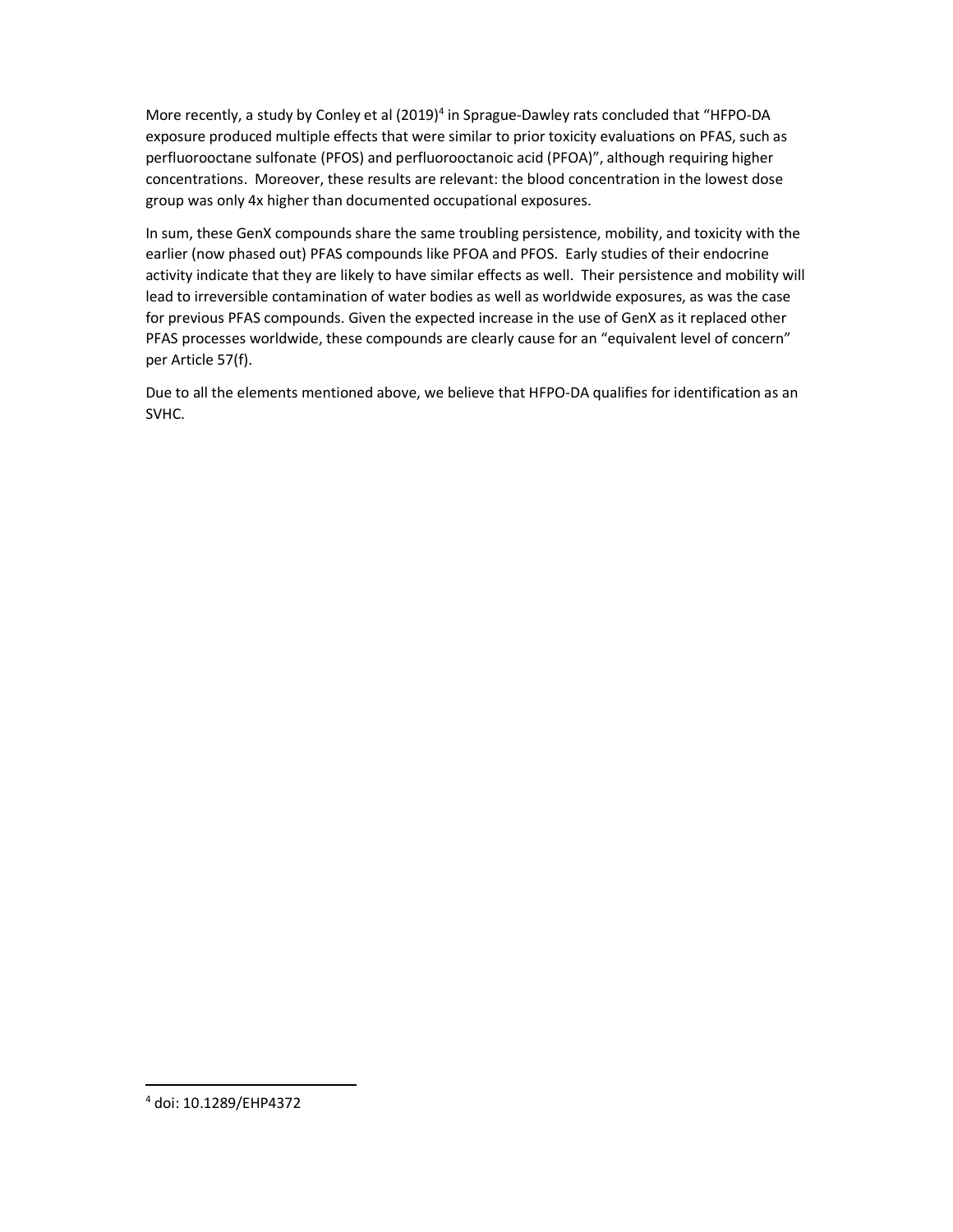More recently, a study by Conley et al (2019)[4] in Sprague-Dawley rats concluded that "HFPO-DA exposure produced multiple effects that were similar to prior toxicity evaluations on PFAS, such as perfluorooctane sulfonate (PFOS) and perfluorooctanoic acid (PFOA)", although requiring higher concentrations. Moreover, these results are relevant: the blood concentration in the lowest dose group was only 4x higher than documented occupational exposures.

In sum, these GenX compounds share the same troubling persistence, mobility, and toxicity with the earlier (now phased out) PFAS compounds like PFOA and PFOS. Early studies of their endocrine activity indicate that they are likely to have similar effects as well. Their persistence and mobility will lead to irreversible contamination of water bodies as well as worldwide exposures, as was the case for previous PFAS compounds. Given the expected increase in the use of GenX as it replaced other PFAS processes worldwide, these compounds are clearly cause for an "equivalent level of concern" per Article 57(f).

Due to all the elements mentioned above, we believe that HFPO-DA qualifies for identification as an SVHC.

---

[4] doi: 10.1289/EHP4372